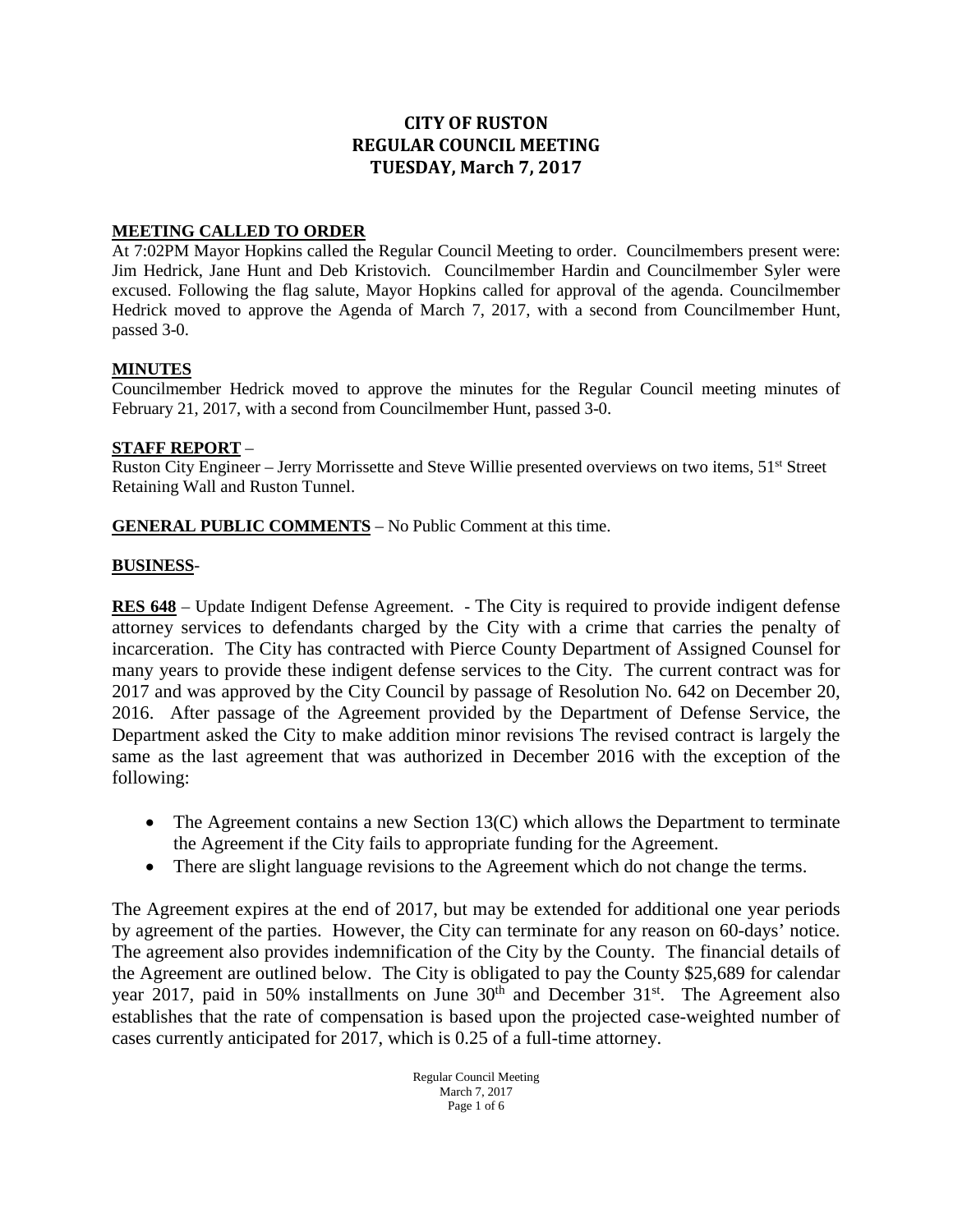# CITY OF RUSTON
# REGULAR COUNCIL MEETING
# TUESDAY, March 7, 2017

**MEETING CALLED TO ORDER**

At 7:02PM Mayor Hopkins called the Regular Council Meeting to order. Councilmembers present were: Jim Hedrick, Jane Hunt and Deb Kristovich. Councilmember Hardin and Councilmember Syler were excused. Following the flag salute, Mayor Hopkins called for approval of the agenda. Councilmember Hedrick moved to approve the Agenda of March 7, 2017, with a second from Councilmember Hunt, passed 3-0.

**MINUTES**

Councilmember Hedrick moved to approve the minutes for the Regular Council meeting minutes of February 21, 2017, with a second from Councilmember Hunt, passed 3-0.

**STAFF REPORT** –

Ruston City Engineer – Jerry Morrissette and Steve Willie presented overviews on two items, 51st Street Retaining Wall and Ruston Tunnel.

**GENERAL PUBLIC COMMENTS** – No Public Comment at this time.

**BUSINESS**-

**RES 648** – Update Indigent Defense Agreement. - The City is required to provide indigent defense attorney services to defendants charged by the City with a crime that carries the penalty of incarceration. The City has contracted with Pierce County Department of Assigned Counsel for many years to provide these indigent defense services to the City. The current contract was for 2017 and was approved by the City Council by passage of Resolution No. 642 on December 20, 2016. After passage of the Agreement provided by the Department of Defense Service, the Department asked the City to make addition minor revisions The revised contract is largely the same as the last agreement that was authorized in December 2016 with the exception of the following:

- The Agreement contains a new Section 13(C) which allows the Department to terminate the Agreement if the City fails to appropriate funding for the Agreement.
- There are slight language revisions to the Agreement which do not change the terms.

The Agreement expires at the end of 2017, but may be extended for additional one year periods by agreement of the parties. However, the City can terminate for any reason on 60-days' notice. The agreement also provides indemnification of the City by the County. The financial details of the Agreement are outlined below. The City is obligated to pay the County $25,689 for calendar year 2017, paid in 50% installments on June 30th and December 31st. The Agreement also establishes that the rate of compensation is based upon the projected case-weighted number of cases currently anticipated for 2017, which is 0.25 of a full-time attorney.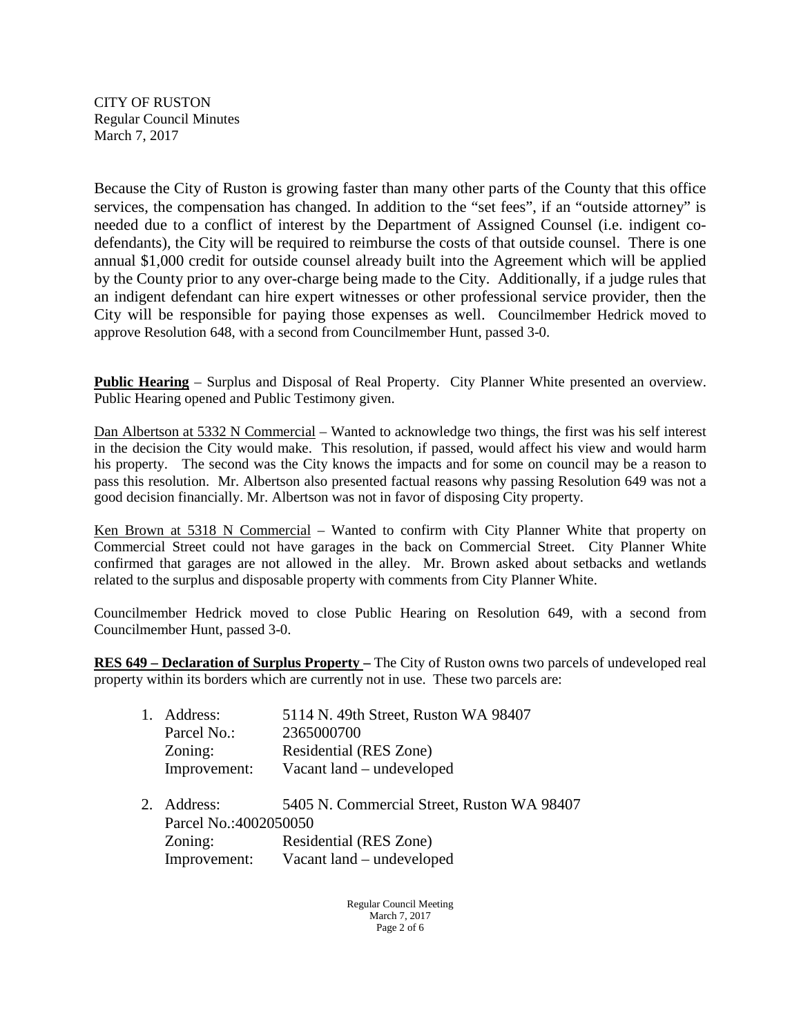Because the City of Ruston is growing faster than many other parts of the County that this office services, the compensation has changed. In addition to the "set fees", if an "outside attorney" is needed due to a conflict of interest by the Department of Assigned Counsel (i.e. indigent co-defendants), the City will be required to reimburse the costs of that outside counsel. There is one annual $1,000 credit for outside counsel already built into the Agreement which will be applied by the County prior to any over-charge being made to the City. Additionally, if a judge rules that an indigent defendant can hire expert witnesses or other professional service provider, then the City will be responsible for paying those expenses as well. Councilmember Hedrick moved to approve Resolution 648, with a second from Councilmember Hunt, passed 3-0.

**Public Hearing** – Surplus and Disposal of Real Property. City Planner White presented an overview. Public Hearing opened and Public Testimony given.

Dan Albertson at 5332 N Commercial – Wanted to acknowledge two things, the first was his self interest in the decision the City would make. This resolution, if passed, would affect his view and would harm his property. The second was the City knows the impacts and for some on council may be a reason to pass this resolution. Mr. Albertson also presented factual reasons why passing Resolution 649 was not a good decision financially. Mr. Albertson was not in favor of disposing City property.

Ken Brown at 5318 N Commercial – Wanted to confirm with City Planner White that property on Commercial Street could not have garages in the back on Commercial Street. City Planner White confirmed that garages are not allowed in the alley. Mr. Brown asked about setbacks and wetlands related to the surplus and disposable property with comments from City Planner White.

Councilmember Hedrick moved to close Public Hearing on Resolution 649, with a second from Councilmember Hunt, passed 3-0.

**RES 649 – Declaration of Surplus Property –** The City of Ruston owns two parcels of undeveloped real property within its borders which are currently not in use. These two parcels are:

1. Address: 5114 N. 49th Street, Ruston WA 98407
   Parcel No.: 2365000700
   Zoning: Residential (RES Zone)
   Improvement: Vacant land – undeveloped

2. Address: 5405 N. Commercial Street, Ruston WA 98407
   Parcel No.:4002050050
   Zoning: Residential (RES Zone)
   Improvement: Vacant land – undeveloped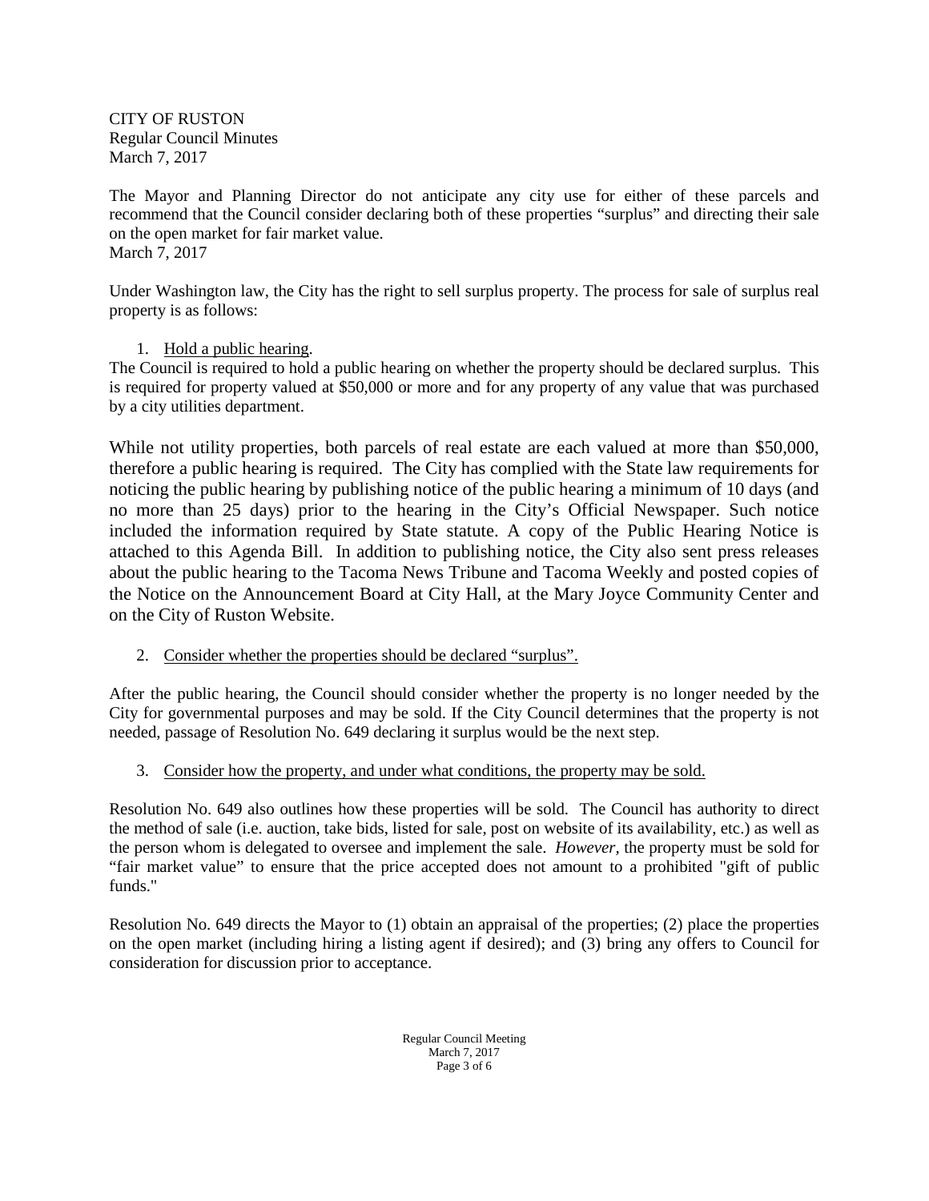The Mayor and Planning Director do not anticipate any city use for either of these parcels and recommend that the Council consider declaring both of these properties "surplus" and directing their sale on the open market for fair market value.
March 7, 2017

Under Washington law, the City has the right to sell surplus property. The process for sale of surplus real property is as follows:

1. Hold a public hearing.

The Council is required to hold a public hearing on whether the property should be declared surplus. This is required for property valued at $50,000 or more and for any property of any value that was purchased by a city utilities department.

While not utility properties, both parcels of real estate are each valued at more than $50,000, therefore a public hearing is required. The City has complied with the State law requirements for noticing the public hearing by publishing notice of the public hearing a minimum of 10 days (and no more than 25 days) prior to the hearing in the City's Official Newspaper. Such notice included the information required by State statute. A copy of the Public Hearing Notice is attached to this Agenda Bill. In addition to publishing notice, the City also sent press releases about the public hearing to the Tacoma News Tribune and Tacoma Weekly and posted copies of the Notice on the Announcement Board at City Hall, at the Mary Joyce Community Center and on the City of Ruston Website.

2. Consider whether the properties should be declared "surplus".

After the public hearing, the Council should consider whether the property is no longer needed by the City for governmental purposes and may be sold. If the City Council determines that the property is not needed, passage of Resolution No. 649 declaring it surplus would be the next step.

3. Consider how the property, and under what conditions, the property may be sold.

Resolution No. 649 also outlines how these properties will be sold. The Council has authority to direct the method of sale (i.e. auction, take bids, listed for sale, post on website of its availability, etc.) as well as the person whom is delegated to oversee and implement the sale. *However*, the property must be sold for "fair market value" to ensure that the price accepted does not amount to a prohibited "gift of public funds."

Resolution No. 649 directs the Mayor to (1) obtain an appraisal of the properties; (2) place the properties on the open market (including hiring a listing agent if desired); and (3) bring any offers to Council for consideration for discussion prior to acceptance.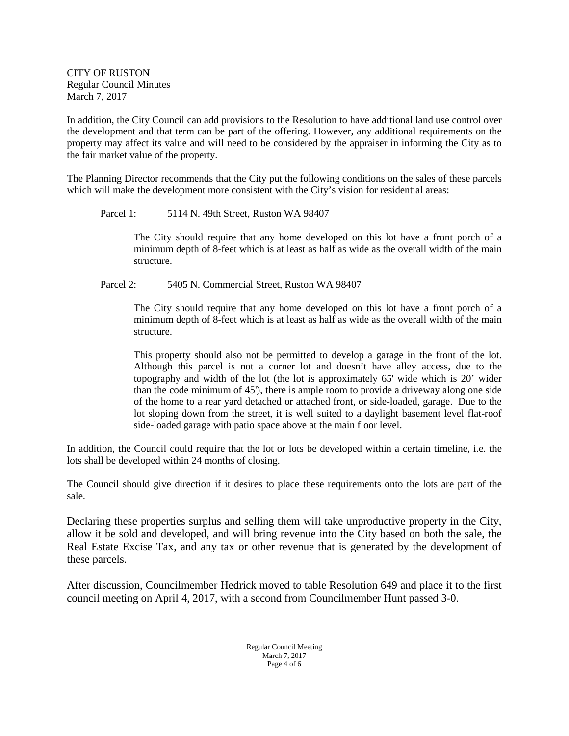CITY OF RUSTON
Regular Council Minutes
March 7, 2017

In addition, the City Council can add provisions to the Resolution to have additional land use control over the development and that term can be part of the offering. However, any additional requirements on the property may affect its value and will need to be considered by the appraiser in informing the City as to the fair market value of the property.

The Planning Director recommends that the City put the following conditions on the sales of these parcels which will make the development more consistent with the City's vision for residential areas:

Parcel 1: 5114 N. 49th Street, Ruston WA 98407

> The City should require that any home developed on this lot have a front porch of a minimum depth of 8-feet which is at least as half as wide as the overall width of the main structure.

Parcel 2: 5405 N. Commercial Street, Ruston WA 98407

> The City should require that any home developed on this lot have a front porch of a minimum depth of 8-feet which is at least as half as wide as the overall width of the main structure.
>
> This property should also not be permitted to develop a garage in the front of the lot. Although this parcel is not a corner lot and doesn't have alley access, due to the topography and width of the lot (the lot is approximately 65' wide which is 20' wider than the code minimum of 45'), there is ample room to provide a driveway along one side of the home to a rear yard detached or attached front, or side-loaded, garage. Due to the lot sloping down from the street, it is well suited to a daylight basement level flat-roof side-loaded garage with patio space above at the main floor level.

In addition, the Council could require that the lot or lots be developed within a certain timeline, i.e. the lots shall be developed within 24 months of closing.

The Council should give direction if it desires to place these requirements onto the lots are part of the sale.

Declaring these properties surplus and selling them will take unproductive property in the City, allow it be sold and developed, and will bring revenue into the City based on both the sale, the Real Estate Excise Tax, and any tax or other revenue that is generated by the development of these parcels.

After discussion, Councilmember Hedrick moved to table Resolution 649 and place it to the first council meeting on April 4, 2017, with a second from Councilmember Hunt passed 3-0.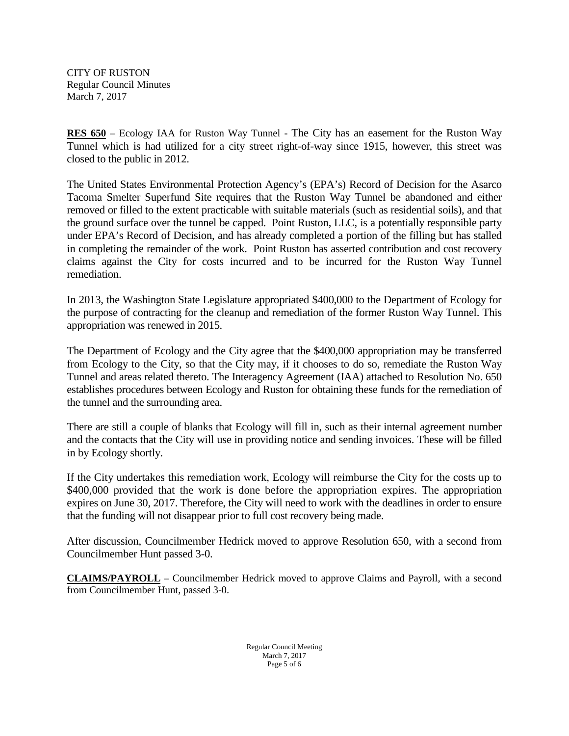CITY OF RUSTON
Regular Council Minutes
March 7, 2017

**RES 650** – Ecology IAA for Ruston Way Tunnel - The City has an easement for the Ruston Way Tunnel which is had utilized for a city street right-of-way since 1915, however, this street was closed to the public in 2012.

The United States Environmental Protection Agency's (EPA's) Record of Decision for the Asarco Tacoma Smelter Superfund Site requires that the Ruston Way Tunnel be abandoned and either removed or filled to the extent practicable with suitable materials (such as residential soils), and that the ground surface over the tunnel be capped. Point Ruston, LLC, is a potentially responsible party under EPA's Record of Decision, and has already completed a portion of the filling but has stalled in completing the remainder of the work. Point Ruston has asserted contribution and cost recovery claims against the City for costs incurred and to be incurred for the Ruston Way Tunnel remediation.

In 2013, the Washington State Legislature appropriated $400,000 to the Department of Ecology for the purpose of contracting for the cleanup and remediation of the former Ruston Way Tunnel. This appropriation was renewed in 2015.

The Department of Ecology and the City agree that the $400,000 appropriation may be transferred from Ecology to the City, so that the City may, if it chooses to do so, remediate the Ruston Way Tunnel and areas related thereto. The Interagency Agreement (IAA) attached to Resolution No. 650 establishes procedures between Ecology and Ruston for obtaining these funds for the remediation of the tunnel and the surrounding area.

There are still a couple of blanks that Ecology will fill in, such as their internal agreement number and the contacts that the City will use in providing notice and sending invoices. These will be filled in by Ecology shortly.

If the City undertakes this remediation work, Ecology will reimburse the City for the costs up to $400,000 provided that the work is done before the appropriation expires. The appropriation expires on June 30, 2017. Therefore, the City will need to work with the deadlines in order to ensure that the funding will not disappear prior to full cost recovery being made.

After discussion, Councilmember Hedrick moved to approve Resolution 650, with a second from Councilmember Hunt passed 3-0.

**CLAIMS/PAYROLL** – Councilmember Hedrick moved to approve Claims and Payroll, with a second from Councilmember Hunt, passed 3-0.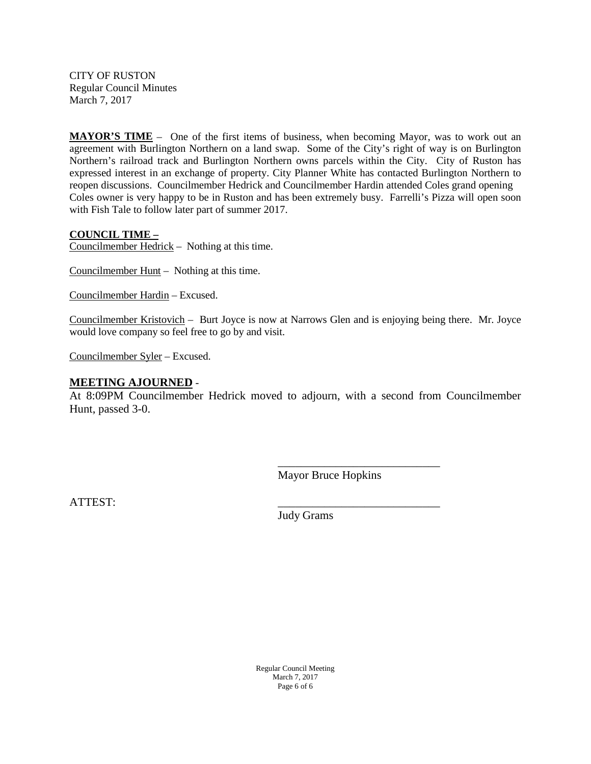CITY OF RUSTON
Regular Council Minutes
March 7, 2017

**MAYOR'S TIME** – One of the first items of business, when becoming Mayor, was to work out an agreement with Burlington Northern on a land swap. Some of the City's right of way is on Burlington Northern's railroad track and Burlington Northern owns parcels within the City. City of Ruston has expressed interest in an exchange of property. City Planner White has contacted Burlington Northern to reopen discussions. Councilmember Hedrick and Councilmember Hardin attended Coles grand opening Coles owner is very happy to be in Ruston and has been extremely busy. Farrelli's Pizza will open soon with Fish Tale to follow later part of summer 2017.

**COUNCIL TIME –**

Councilmember Hedrick – Nothing at this time.

Councilmember Hunt – Nothing at this time.

Councilmember Hardin – Excused.

Councilmember Kristovich – Burt Joyce is now at Narrows Glen and is enjoying being there. Mr. Joyce would love company so feel free to go by and visit.

Councilmember Syler – Excused.

**MEETING AJOURNED** -

At 8:09PM Councilmember Hedrick moved to adjourn, with a second from Councilmember Hunt, passed 3-0.

\_\_\_\_\_\_\_\_\_\_\_\_\_\_\_\_\_\_\_\_\_\_\_\_\_\_\_\_
Mayor Bruce Hopkins

ATTEST: \_\_\_\_\_\_\_\_\_\_\_\_\_\_\_\_\_\_\_\_\_\_\_\_\_\_\_\_
Judy Grams